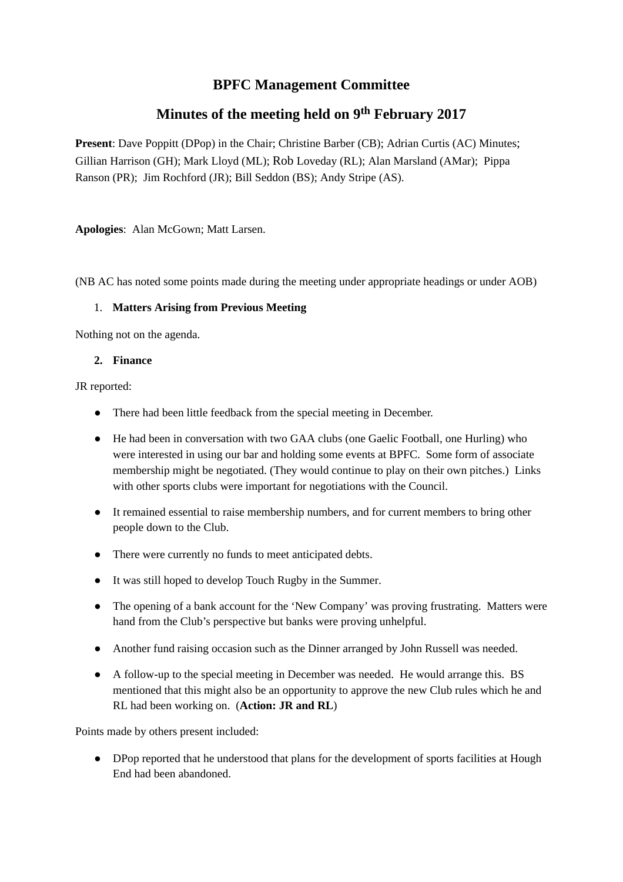# BPFC Management Committee

## Minutes of the meeting held on 9th February 2017

**Present**: Dave Poppitt (DPop) in the Chair; Christine Barber (CB); Adrian Curtis (AC) Minutes; Gillian Harrison (GH); Mark Lloyd (ML); Rob Loveday (RL); Alan Marsland (AMar); Pippa Ranson (PR); Jim Rochford (JR); Bill Seddon (BS); Andy Stripe (AS).

**Apologies**: Alan McGown; Matt Larsen.

(NB AC has noted some points made during the meeting under appropriate headings or under AOB)

1. **Matters Arising from Previous Meeting**

Nothing not on the agenda.

2. **Finance**

JR reported:

- There had been little feedback from the special meeting in December.
- He had been in conversation with two GAA clubs (one Gaelic Football, one Hurling) who were interested in using our bar and holding some events at BPFC. Some form of associate membership might be negotiated. (They would continue to play on their own pitches.) Links with other sports clubs were important for negotiations with the Council.
- It remained essential to raise membership numbers, and for current members to bring other people down to the Club.
- There were currently no funds to meet anticipated debts.
- It was still hoped to develop Touch Rugby in the Summer.
- The opening of a bank account for the 'New Company' was proving frustrating. Matters were hand from the Club's perspective but banks were proving unhelpful.
- Another fund raising occasion such as the Dinner arranged by John Russell was needed.
- A follow-up to the special meeting in December was needed. He would arrange this. BS mentioned that this might also be an opportunity to approve the new Club rules which he and RL had been working on. (**Action: JR and RL**)

Points made by others present included:

- DPop reported that he understood that plans for the development of sports facilities at Hough End had been abandoned.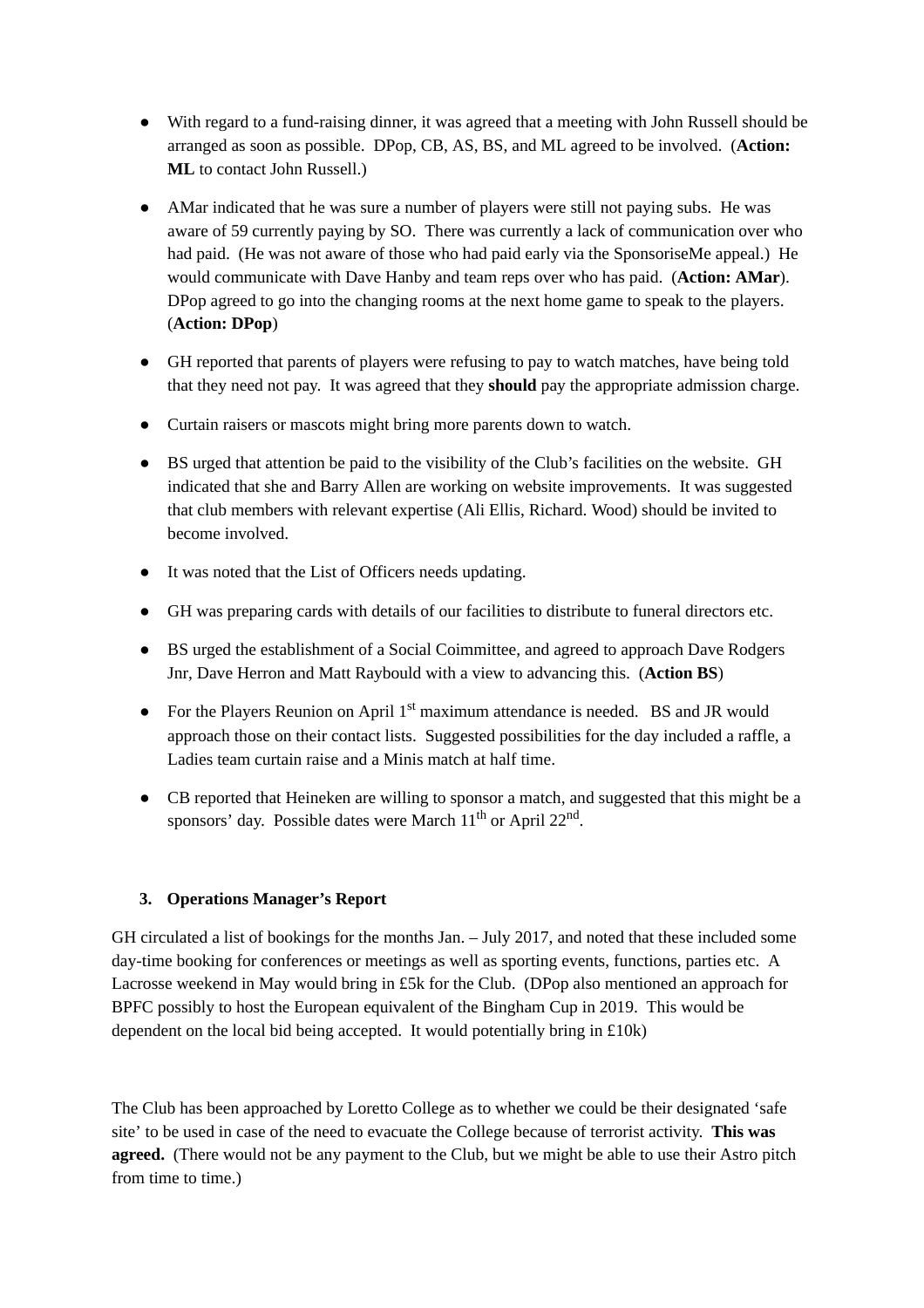- With regard to a fund-raising dinner, it was agreed that a meeting with John Russell should be arranged as soon as possible. DPop, CB, AS, BS, and ML agreed to be involved. (**Action: ML** to contact John Russell.)

- AMar indicated that he was sure a number of players were still not paying subs. He was aware of 59 currently paying by SO. There was currently a lack of communication over who had paid. (He was not aware of those who had paid early via the SponsoriseMe appeal.) He would communicate with Dave Hanby and team reps over who has paid. (**Action: AMar**). DPop agreed to go into the changing rooms at the next home game to speak to the players. (**Action: DPop**)

- GH reported that parents of players were refusing to pay to watch matches, have being told that they need not pay. It was agreed that they **should** pay the appropriate admission charge.

- Curtain raisers or mascots might bring more parents down to watch.

- BS urged that attention be paid to the visibility of the Club's facilities on the website. GH indicated that she and Barry Allen are working on website improvements. It was suggested that club members with relevant expertise (Ali Ellis, Richard. Wood) should be invited to become involved.

- It was noted that the List of Officers needs updating.

- GH was preparing cards with details of our facilities to distribute to funeral directors etc.

- BS urged the establishment of a Social Coimmittee, and agreed to approach Dave Rodgers Jnr, Dave Herron and Matt Raybould with a view to advancing this. (**Action BS**)

- For the Players Reunion on April 1st maximum attendance is needed. BS and JR would approach those on their contact lists. Suggested possibilities for the day included a raffle, a Ladies team curtain raise and a Minis match at half time.

- CB reported that Heineken are willing to sponsor a match, and suggested that this might be a sponsors' day. Possible dates were March 11th or April 22nd.

### 3. Operations Manager's Report

GH circulated a list of bookings for the months Jan. – July 2017, and noted that these included some day-time booking for conferences or meetings as well as sporting events, functions, parties etc. A Lacrosse weekend in May would bring in £5k for the Club. (DPop also mentioned an approach for BPFC possibly to host the European equivalent of the Bingham Cup in 2019. This would be dependent on the local bid being accepted. It would potentially bring in £10k)

The Club has been approached by Loretto College as to whether we could be their designated 'safe site' to be used in case of the need to evacuate the College because of terrorist activity. **This was agreed.** (There would not be any payment to the Club, but we might be able to use their Astro pitch from time to time.)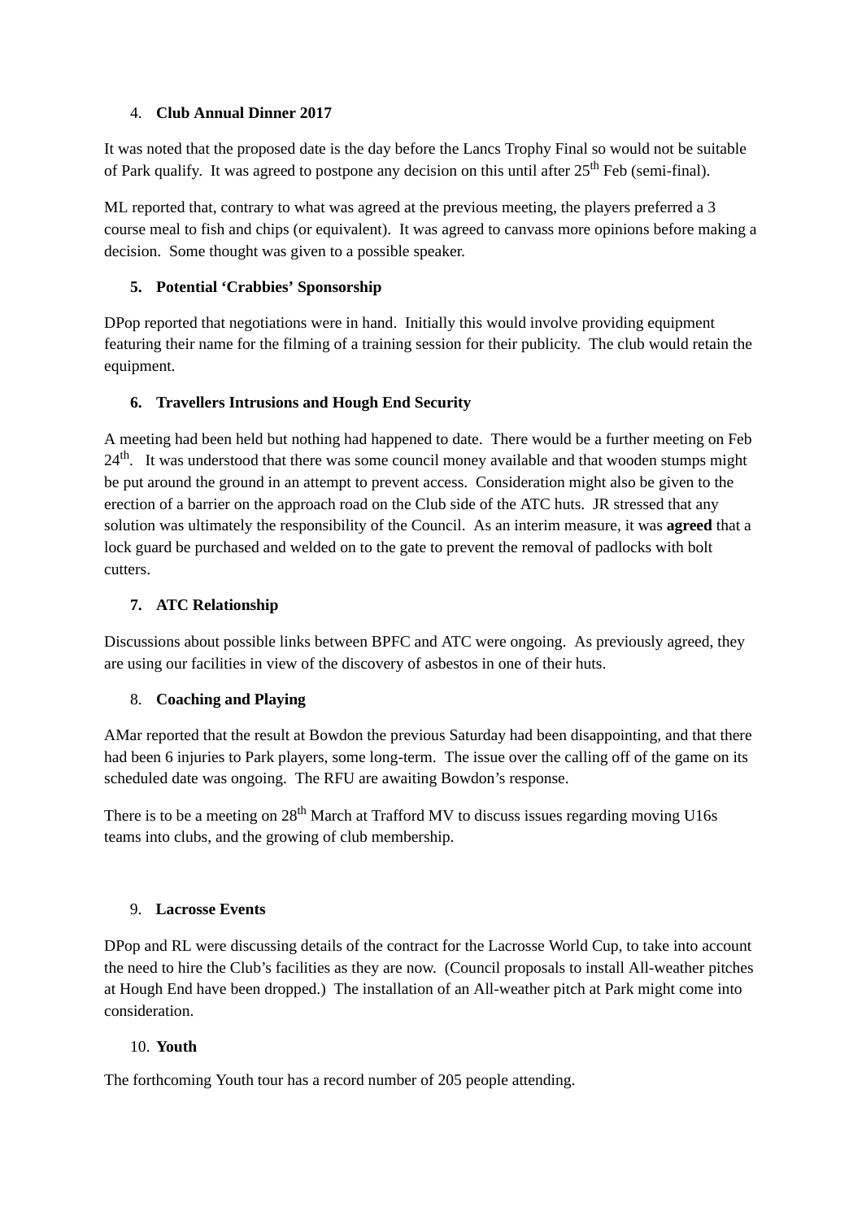4. **Club Annual Dinner 2017**

It was noted that the proposed date is the day before the Lancs Trophy Final so would not be suitable of Park qualify. It was agreed to postpone any decision on this until after 25th Feb (semi-final).

ML reported that, contrary to what was agreed at the previous meeting, the players preferred a 3 course meal to fish and chips (or equivalent). It was agreed to canvass more opinions before making a decision. Some thought was given to a possible speaker.

5. **Potential 'Crabbies' Sponsorship**

DPop reported that negotiations were in hand. Initially this would involve providing equipment featuring their name for the filming of a training session for their publicity. The club would retain the equipment.

6. **Travellers Intrusions and Hough End Security**

A meeting had been held but nothing had happened to date. There would be a further meeting on Feb 24th. It was understood that there was some council money available and that wooden stumps might be put around the ground in an attempt to prevent access. Consideration might also be given to the erection of a barrier on the approach road on the Club side of the ATC huts. JR stressed that any solution was ultimately the responsibility of the Council. As an interim measure, it was **agreed** that a lock guard be purchased and welded on to the gate to prevent the removal of padlocks with bolt cutters.

7. **ATC Relationship**

Discussions about possible links between BPFC and ATC were ongoing. As previously agreed, they are using our facilities in view of the discovery of asbestos in one of their huts.

8. **Coaching and Playing**

AMar reported that the result at Bowdon the previous Saturday had been disappointing, and that there had been 6 injuries to Park players, some long-term. The issue over the calling off of the game on its scheduled date was ongoing. The RFU are awaiting Bowdon's response.

There is to be a meeting on 28th March at Trafford MV to discuss issues regarding moving U16s teams into clubs, and the growing of club membership.

9. **Lacrosse Events**

DPop and RL were discussing details of the contract for the Lacrosse World Cup, to take into account the need to hire the Club's facilities as they are now. (Council proposals to install All-weather pitches at Hough End have been dropped.) The installation of an All-weather pitch at Park might come into consideration.

10. **Youth**

The forthcoming Youth tour has a record number of 205 people attending.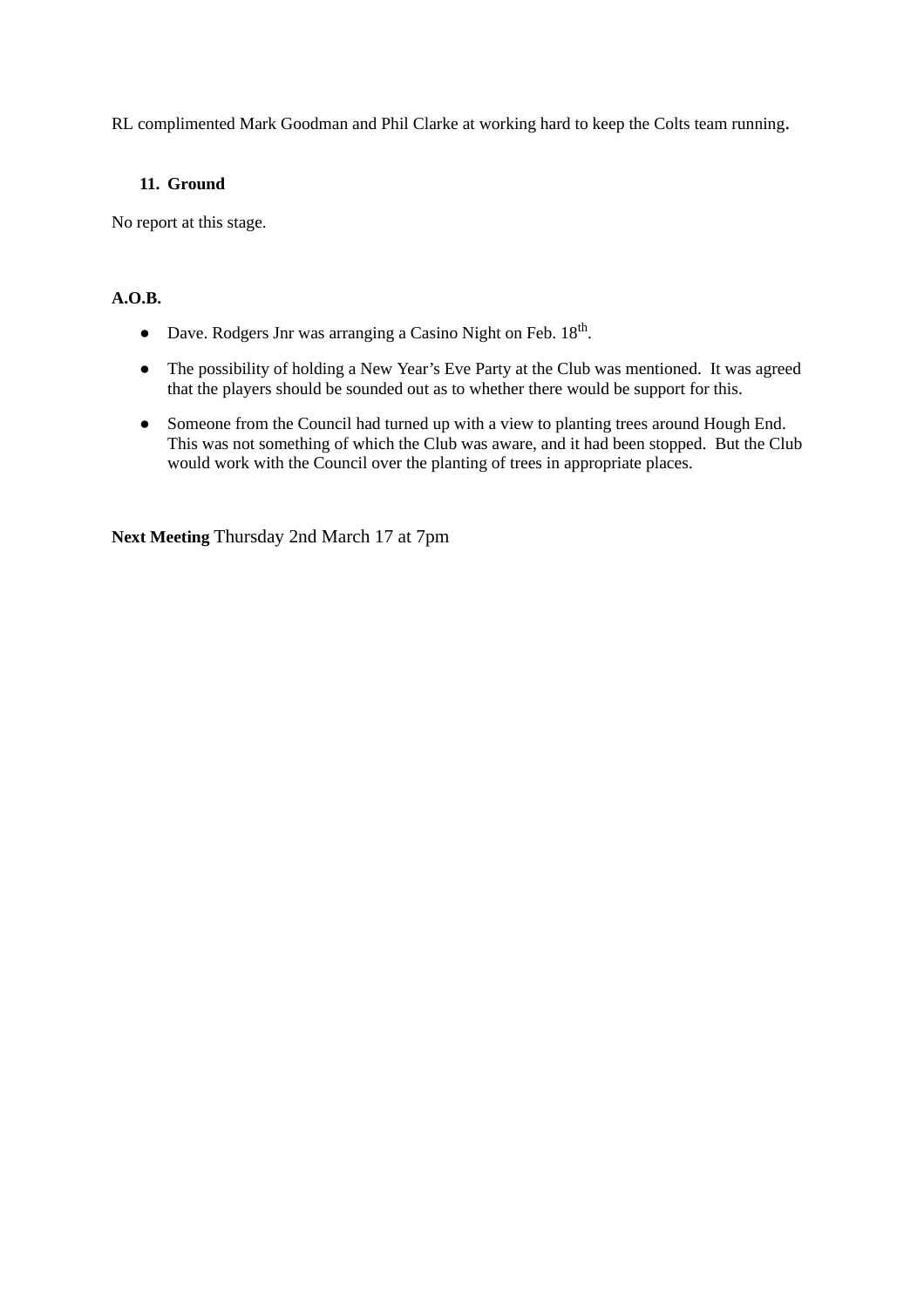RL complimented Mark Goodman and Phil Clarke at working hard to keep the Colts team running.

**11. Ground**

No report at this stage.

**A.O.B.**

- Dave. Rodgers Jnr was arranging a Casino Night on Feb. 18th.
- The possibility of holding a New Year's Eve Party at the Club was mentioned. It was agreed that the players should be sounded out as to whether there would be support for this.
- Someone from the Council had turned up with a view to planting trees around Hough End. This was not something of which the Club was aware, and it had been stopped. But the Club would work with the Council over the planting of trees in appropriate places.

**Next Meeting** Thursday 2nd March 17 at 7pm